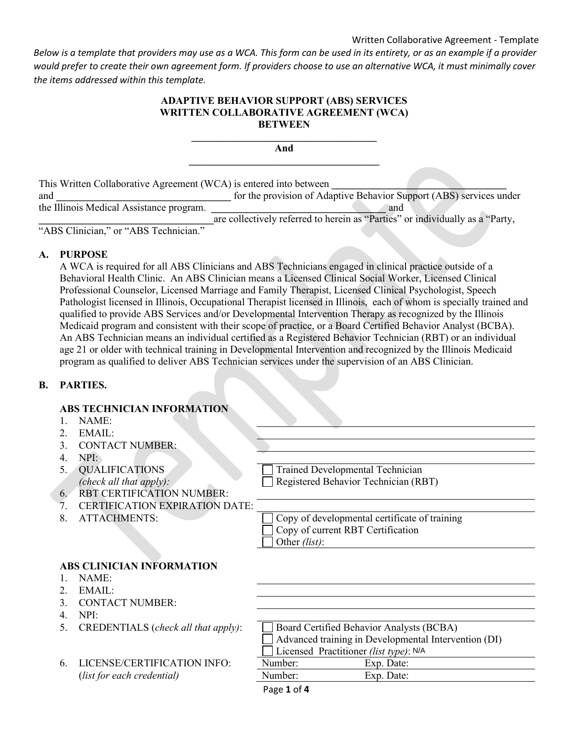*Below is a template that providers may use as a WCA. This form can be used in its entirety, or as an example if a provider would prefer to create their own agreement form. If providers choose to use an alternative WCA, it must minimally cover the items addressed within this template.*

**ADAPTIVE BEHAVIOR SUPPORT (ABS) SERVICES**
**WRITTEN COLLABORATIVE AGREEMENT (WCA)**
**BETWEEN**

**\_\_\_\_\_\_\_\_\_\_\_\_\_\_\_\_\_\_\_\_\_\_\_\_\_\_\_\_\_\_\_\_\_\_\_\_**

**And**

**\_\_\_\_\_\_\_\_\_\_\_\_\_\_\_\_\_\_\_\_\_\_\_\_\_\_\_\_\_\_\_\_\_\_\_\_**

This Written Collaborative Agreement (WCA) is entered into between \_\_\_\_\_\_\_\_\_\_\_\_\_\_\_\_\_\_\_\_\_\_\_\_\_\_\_\_\_\_\_\_\_\_ and \_\_\_\_\_\_\_\_\_\_\_\_\_\_\_\_\_\_\_\_\_\_\_\_\_\_\_\_\_\_\_\_\_\_ for the provision of Adaptive Behavior Support (ABS) services under the Illinois Medical Assistance program. \_\_\_\_\_\_\_\_\_\_\_\_\_\_\_\_\_\_\_\_\_\_\_\_\_\_\_\_\_\_\_\_\_\_ and \_\_\_\_\_\_\_\_\_\_\_\_\_\_\_\_\_\_\_\_\_\_\_\_\_\_\_\_\_\_\_\_\_\_ are collectively referred to herein as "Parties" or individually as a "Party, "ABS Clinician," or "ABS Technician."

## A. PURPOSE

A WCA is required for all ABS Clinicians and ABS Technicians engaged in clinical practice outside of a Behavioral Health Clinic. An ABS Clinician means a Licensed Clinical Social Worker, Licensed Clinical Professional Counselor, Licensed Marriage and Family Therapist, Licensed Clinical Psychologist, Speech Pathologist licensed in Illinois, Occupational Therapist licensed in Illinois, each of whom is specially trained and qualified to provide ABS Services and/or Developmental Intervention Therapy as recognized by the Illinois Medicaid program and consistent with their scope of practice, or a Board Certified Behavior Analyst (BCBA). An ABS Technician means an individual certified as a Registered Behavior Technician (RBT) or an individual age 21 or older with technical training in Developmental Intervention and recognized by the Illinois Medicaid program as qualified to deliver ABS Technician services under the supervision of an ABS Clinician.

## B. PARTIES.

### ABS TECHNICIAN INFORMATION

1. NAME: \_\_\_\_\_\_\_\_\_\_\_\_\_\_\_\_\_\_\_\_
2. EMAIL: \_\_\_\_\_\_\_\_\_\_\_\_\_\_\_\_\_\_\_\_
3. CONTACT NUMBER: \_\_\_\_\_\_\_\_\_\_\_\_\_\_\_\_\_\_\_\_
4. NPI: \_\_\_\_\_\_\_\_\_\_\_\_\_\_\_\_\_\_\_\_
5. QUALIFICATIONS *(check all that apply):*
   - ☐ Trained Developmental Technician
   - ☐ Registered Behavior Technician (RBT)
6. RBT CERTIFICATION NUMBER: \_\_\_\_\_\_\_\_\_\_\_\_\_\_\_\_\_\_\_\_
7. CERTIFICATION EXPIRATION DATE: \_\_\_\_\_\_\_\_\_\_\_\_\_\_\_\_\_\_\_\_
8. ATTACHMENTS:
   - ☐ Copy of developmental certificate of training
   - ☐ Copy of current RBT Certification
   - ☐ Other *(list)*:

### ABS CLINICIAN INFORMATION

1. NAME: \_\_\_\_\_\_\_\_\_\_\_\_\_\_\_\_\_\_\_\_
2. EMAIL: \_\_\_\_\_\_\_\_\_\_\_\_\_\_\_\_\_\_\_\_
3. CONTACT NUMBER: \_\_\_\_\_\_\_\_\_\_\_\_\_\_\_\_\_\_\_\_
4. NPI: \_\_\_\_\_\_\_\_\_\_\_\_\_\_\_\_\_\_\_\_
5. CREDENTIALS (*check all that apply)*:
   - ☐ Board Certified Behavior Analysts (BCBA)
   - ☐ Advanced training in Developmental Intervention (DI)
   - ☐ Licensed Practitioner *(list type)*: N/A
6. LICENSE/CERTIFICATION INFO: (*list for each credential)*
   - Number: Exp. Date:
   - Number: Exp. Date: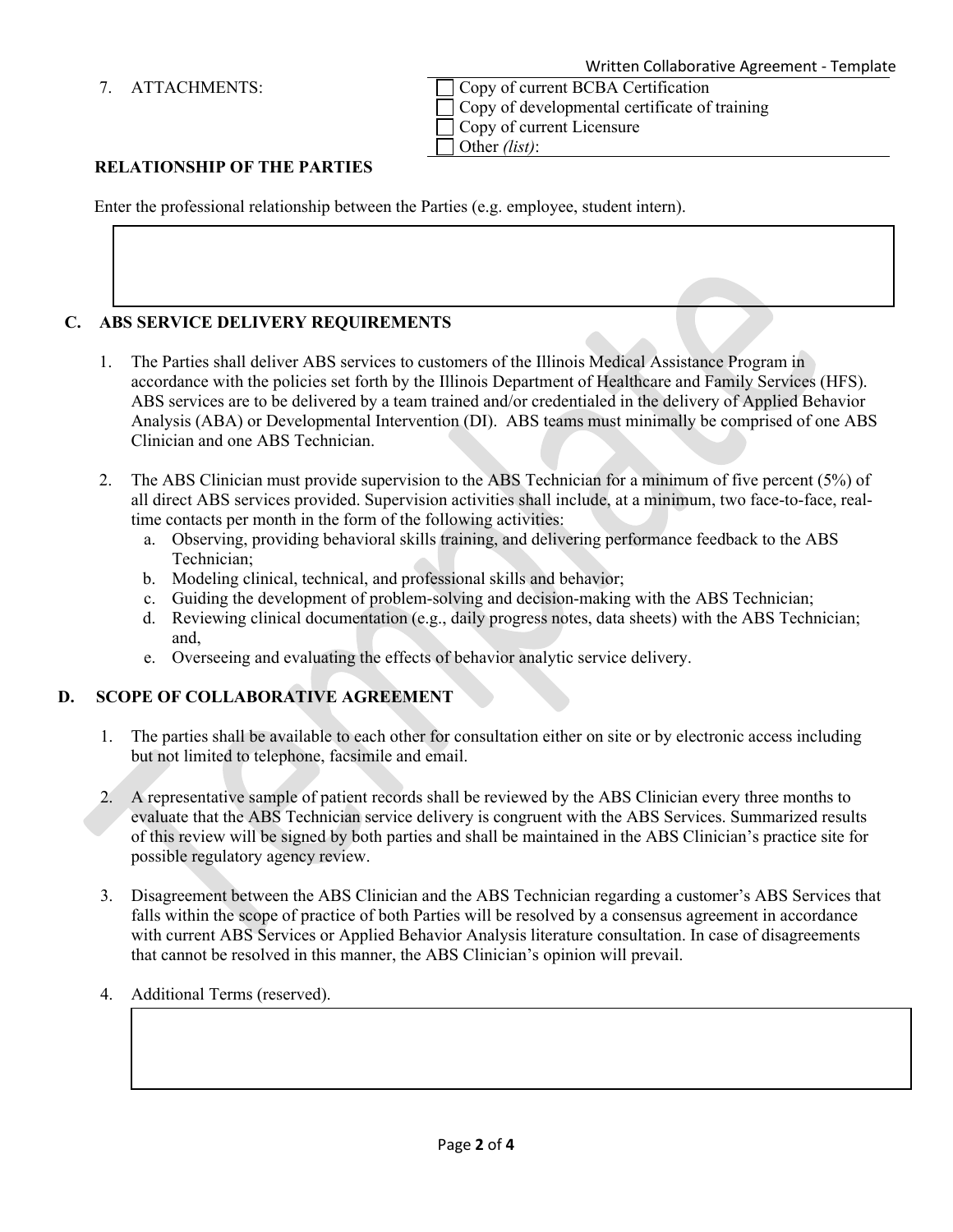7. ATTACHMENTS:

- [ ] Copy of current BCBA Certification
- [ ] Copy of developmental certificate of training
- [ ] Copy of current Licensure
- [ ] Other *(list)*:

**RELATIONSHIP OF THE PARTIES**

Enter the professional relationship between the Parties (e.g. employee, student intern).

|   |
|---|
|   |

## C. ABS SERVICE DELIVERY REQUIREMENTS

1. The Parties shall deliver ABS services to customers of the Illinois Medical Assistance Program in accordance with the policies set forth by the Illinois Department of Healthcare and Family Services (HFS). ABS services are to be delivered by a team trained and/or credentialed in the delivery of Applied Behavior Analysis (ABA) or Developmental Intervention (DI). ABS teams must minimally be comprised of one ABS Clinician and one ABS Technician.

2. The ABS Clinician must provide supervision to the ABS Technician for a minimum of five percent (5%) of all direct ABS services provided. Supervision activities shall include, at a minimum, two face-to-face, real-time contacts per month in the form of the following activities:
   a. Observing, providing behavioral skills training, and delivering performance feedback to the ABS Technician;
   b. Modeling clinical, technical, and professional skills and behavior;
   c. Guiding the development of problem-solving and decision-making with the ABS Technician;
   d. Reviewing clinical documentation (e.g., daily progress notes, data sheets) with the ABS Technician; and,
   e. Overseeing and evaluating the effects of behavior analytic service delivery.

## D. SCOPE OF COLLABORATIVE AGREEMENT

1. The parties shall be available to each other for consultation either on site or by electronic access including but not limited to telephone, facsimile and email.

2. A representative sample of patient records shall be reviewed by the ABS Clinician every three months to evaluate that the ABS Technician service delivery is congruent with the ABS Services. Summarized results of this review will be signed by both parties and shall be maintained in the ABS Clinician's practice site for possible regulatory agency review.

3. Disagreement between the ABS Clinician and the ABS Technician regarding a customer's ABS Services that falls within the scope of practice of both Parties will be resolved by a consensus agreement in accordance with current ABS Services or Applied Behavior Analysis literature consultation. In case of disagreements that cannot be resolved in this manner, the ABS Clinician's opinion will prevail.

4. Additional Terms (reserved).

|   |
|---|
|   |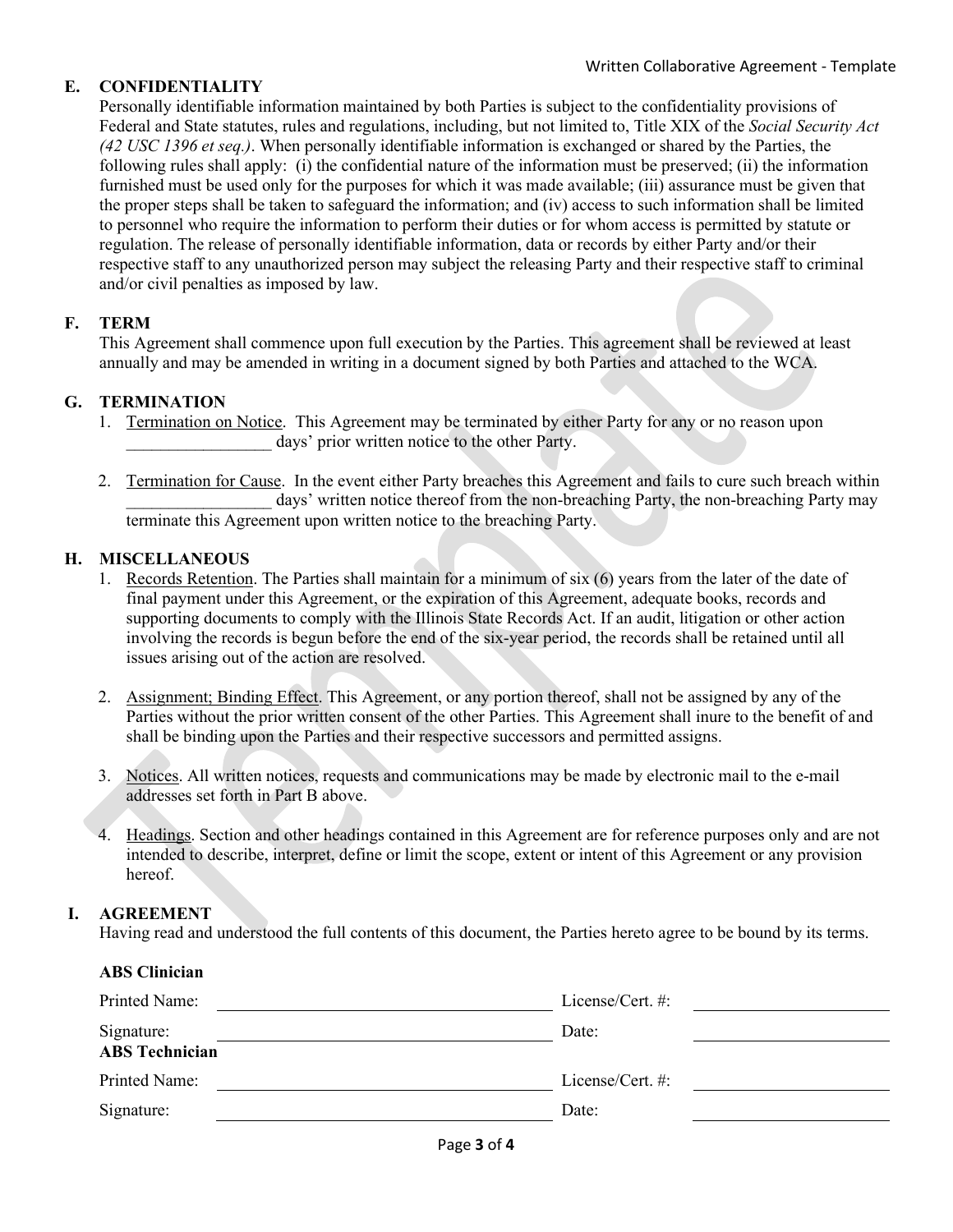## E. CONFIDENTIALITY

Personally identifiable information maintained by both Parties is subject to the confidentiality provisions of Federal and State statutes, rules and regulations, including, but not limited to, Title XIX of the *Social Security Act (42 USC 1396 et seq.)*. When personally identifiable information is exchanged or shared by the Parties, the following rules shall apply: (i) the confidential nature of the information must be preserved; (ii) the information furnished must be used only for the purposes for which it was made available; (iii) assurance must be given that the proper steps shall be taken to safeguard the information; and (iv) access to such information shall be limited to personnel who require the information to perform their duties or for whom access is permitted by statute or regulation. The release of personally identifiable information, data or records by either Party and/or their respective staff to any unauthorized person may subject the releasing Party and their respective staff to criminal and/or civil penalties as imposed by law.

## F. TERM

This Agreement shall commence upon full execution by the Parties. This agreement shall be reviewed at least annually and may be amended in writing in a document signed by both Parties and attached to the WCA.

## G. TERMINATION

1. Termination on Notice. This Agreement may be terminated by either Party for any or no reason upon _________________ days' prior written notice to the other Party.

2. Termination for Cause. In the event either Party breaches this Agreement and fails to cure such breach within _________________ days' written notice thereof from the non-breaching Party, the non-breaching Party may terminate this Agreement upon written notice to the breaching Party.

## H. MISCELLANEOUS

1. Records Retention. The Parties shall maintain for a minimum of six (6) years from the later of the date of final payment under this Agreement, or the expiration of this Agreement, adequate books, records and supporting documents to comply with the Illinois State Records Act. If an audit, litigation or other action involving the records is begun before the end of the six-year period, the records shall be retained until all issues arising out of the action are resolved.

2. Assignment; Binding Effect. This Agreement, or any portion thereof, shall not be assigned by any of the Parties without the prior written consent of the other Parties. This Agreement shall inure to the benefit of and shall be binding upon the Parties and their respective successors and permitted assigns.

3. Notices. All written notices, requests and communications may be made by electronic mail to the e-mail addresses set forth in Part B above.

4. Headings. Section and other headings contained in this Agreement are for reference purposes only and are not intended to describe, interpret, define or limit the scope, extent or intent of this Agreement or any provision hereof.

## I. AGREEMENT

Having read and understood the full contents of this document, the Parties hereto agree to be bound by its terms.

**ABS Clinician**

Printed Name: ______________________________ License/Cert. #: ____________________

Signature: ______________________________ Date: ____________________

**ABS Technician**

Printed Name: ______________________________ License/Cert. #: ____________________

Signature: ______________________________ Date: ____________________